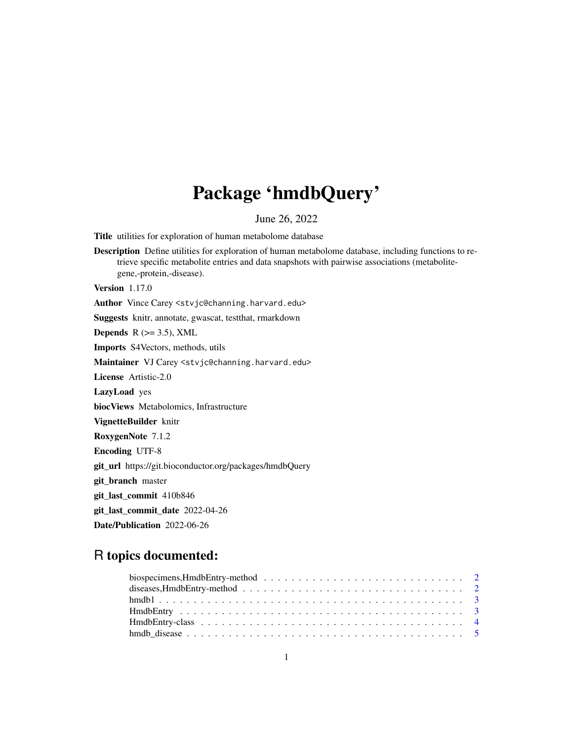# Package 'hmdbQuery'

June 26, 2022

**Title** utilities for exploration of human metabolome database

**Description** Define utilities for exploration of human metabolome database, including functions to retrieve specific metabolite entries and data snapshots with pairwise associations (metabolite-gene,-protein,-disease).

**Version** 1.17.0

**Author** Vince Carey <stvjc@channing.harvard.edu>

**Suggests** knitr, annotate, gwascat, testthat, rmarkdown

**Depends** R (>= 3.5), XML

**Imports** S4Vectors, methods, utils

**Maintainer** VJ Carey <stvjc@channing.harvard.edu>

**License** Artistic-2.0

**LazyLoad** yes

**biocViews** Metabolomics, Infrastructure

**VignetteBuilder** knitr

**RoxygenNote** 7.1.2

**Encoding** UTF-8

**git_url** https://git.bioconductor.org/packages/hmdbQuery

**git_branch** master

**git_last_commit** 410b846

**git_last_commit_date** 2022-04-26

**Date/Publication** 2022-06-26

## R topics documented:

biospecimens,HmdbEntry-method . . . . . . . . . . . . . . . . . . . . . . . . . . . . . 2
diseases,HmdbEntry-method . . . . . . . . . . . . . . . . . . . . . . . . . . . . . . . 2
hmdb1 . . . . . . . . . . . . . . . . . . . . . . . . . . . . . . . . . . . . . . . . . . . 3
HmdbEntry . . . . . . . . . . . . . . . . . . . . . . . . . . . . . . . . . . . . . . . . 3
HmdbEntry-class . . . . . . . . . . . . . . . . . . . . . . . . . . . . . . . . . . . . . 4
hmdb_disease . . . . . . . . . . . . . . . . . . . . . . . . . . . . . . . . . . . . . . 5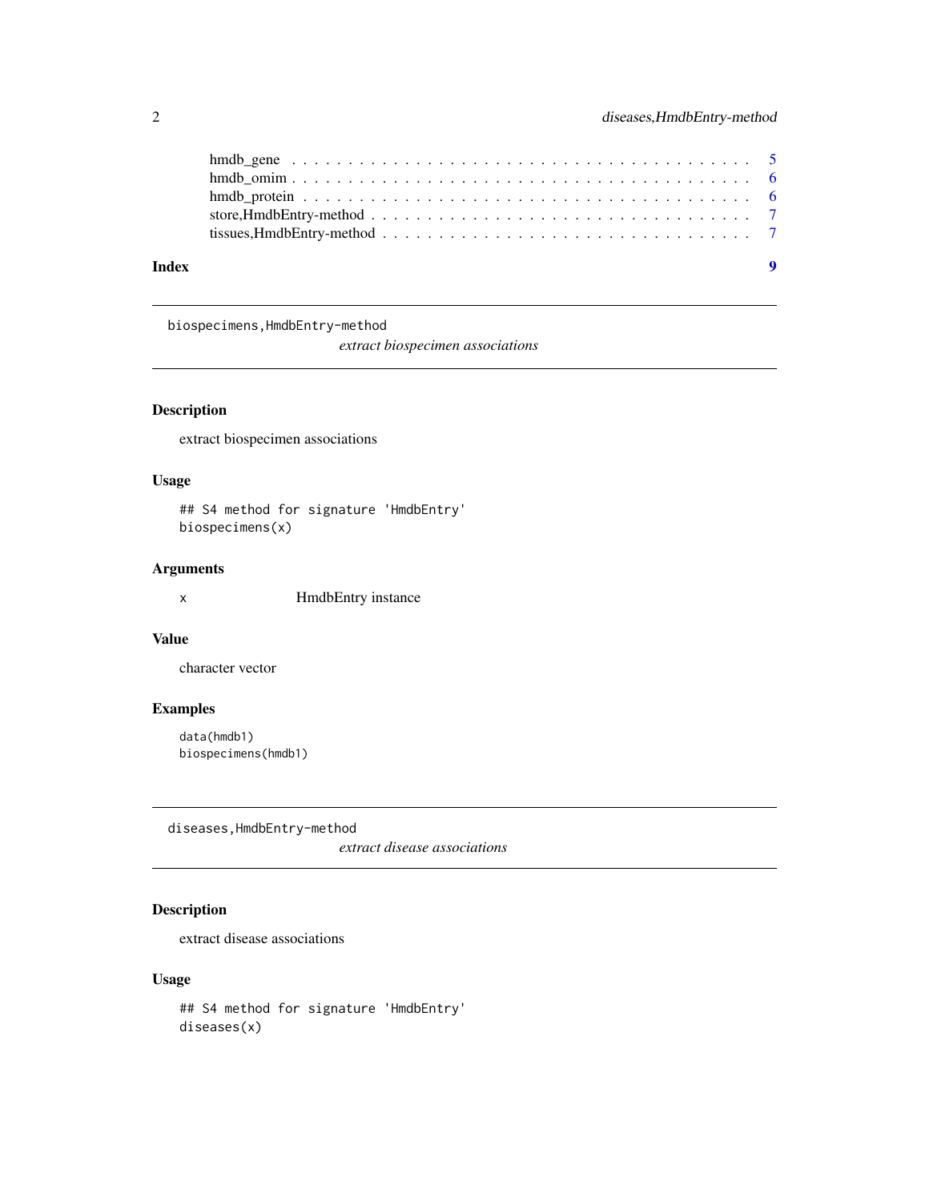hmdb_gene . . . . . . . . . . . . . . . . . . . . . . . . . . . . . . . . . . . . . . 5
hmdb_omim . . . . . . . . . . . . . . . . . . . . . . . . . . . . . . . . . . . . . . 6
hmdb_protein . . . . . . . . . . . . . . . . . . . . . . . . . . . . . . . . . . . . . 6
store,HmdbEntry-method . . . . . . . . . . . . . . . . . . . . . . . . . . . . . . . 7
tissues,HmdbEntry-method . . . . . . . . . . . . . . . . . . . . . . . . . . . . . . 7

**Index** **9**

---

`biospecimens,HmdbEntry-method`
*extract biospecimen associations*

---

### Description

extract biospecimen associations

### Usage

```
## S4 method for signature 'HmdbEntry'
biospecimens(x)
```

### Arguments

| | |
|---|---|
| x | HmdbEntry instance |

### Value

character vector

### Examples

```
data(hmdb1)
biospecimens(hmdb1)
```

---

`diseases,HmdbEntry-method`
*extract disease associations*

---

### Description

extract disease associations

### Usage

```
## S4 method for signature 'HmdbEntry'
diseases(x)
```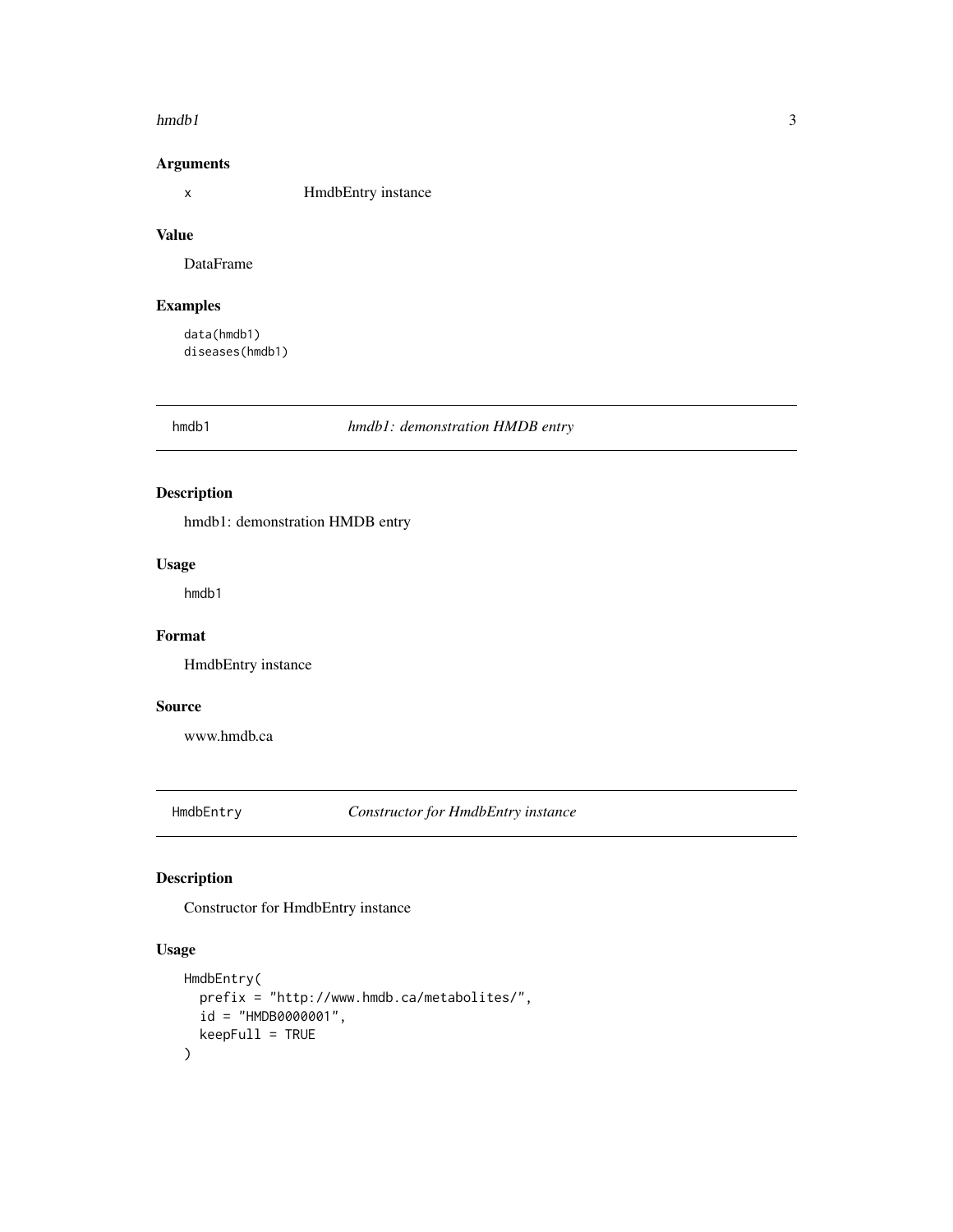### Arguments

| | |
|---|---|
| x | HmdbEntry instance |

### Value

DataFrame

### Examples

```
data(hmdb1)
diseases(hmdb1)
```

## hmdb1 — *hmdb1: demonstration HMDB entry*

### Description

hmdb1: demonstration HMDB entry

### Usage

```
hmdb1
```

### Format

HmdbEntry instance

### Source

www.hmdb.ca

## HmdbEntry — *Constructor for HmdbEntry instance*

### Description

Constructor for HmdbEntry instance

### Usage

```
HmdbEntry(
  prefix = "http://www.hmdb.ca/metabolites/",
  id = "HMDB0000001",
  keepFull = TRUE
)
```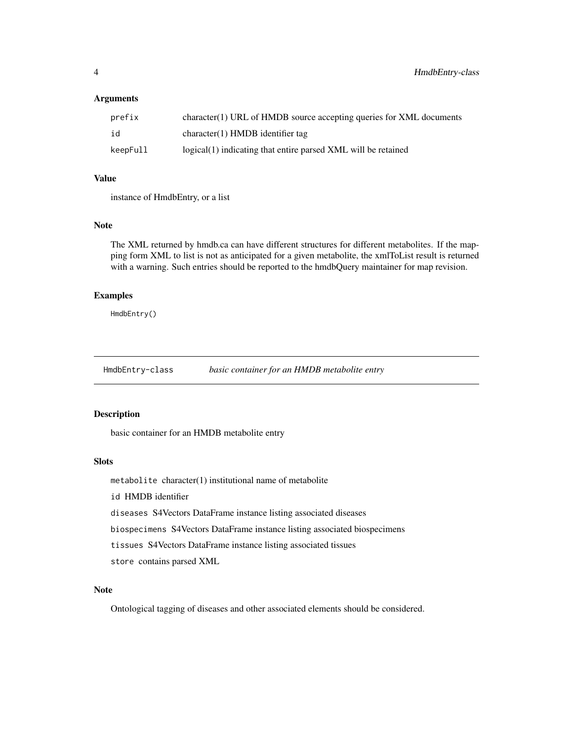### Arguments

| | |
|---|---|
| `prefix` | character(1) URL of HMDB source accepting queries for XML documents |
| `id` | character(1) HMDB identifier tag |
| `keepFull` | logical(1) indicating that entire parsed XML will be retained |

### Value

instance of HmdbEntry, or a list

### Note

The XML returned by hmdb.ca can have different structures for different metabolites. If the mapping form XML to list is not as anticipated for a given metabolite, the xmlToList result is returned with a warning. Such entries should be reported to the hmdbQuery maintainer for map revision.

### Examples

```
HmdbEntry()
```

---

## `HmdbEntry-class` *basic container for an HMDB metabolite entry*

---

### Description

basic container for an HMDB metabolite entry

### Slots

`metabolite` character(1) institutional name of metabolite

`id` HMDB identifier

`diseases` S4Vectors DataFrame instance listing associated diseases

`biospecimens` S4Vectors DataFrame instance listing associated biospecimens

`tissues` S4Vectors DataFrame instance listing associated tissues

`store` contains parsed XML

### Note

Ontological tagging of diseases and other associated elements should be considered.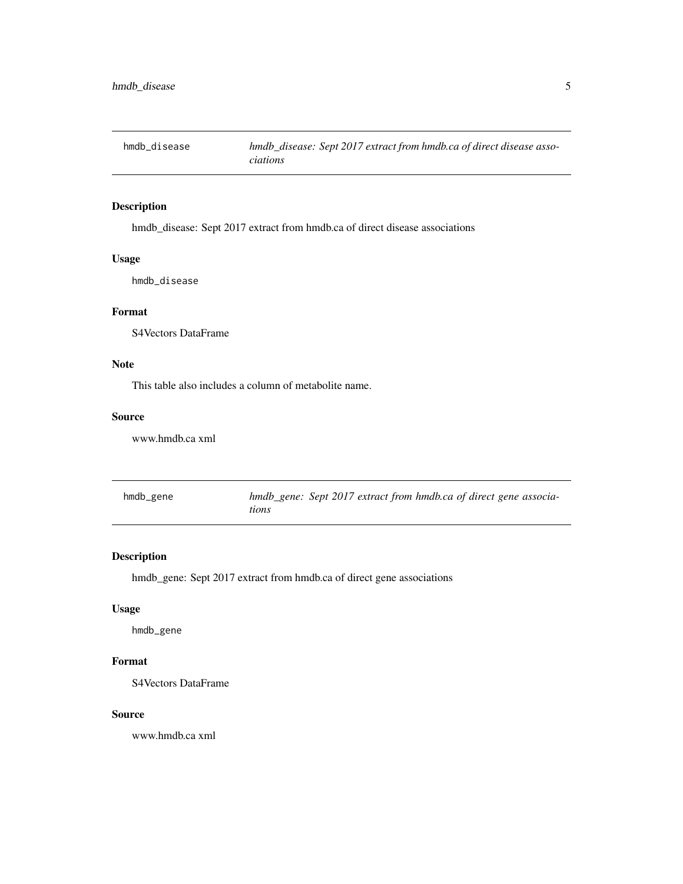## hmdb_disease

*hmdb_disease: Sept 2017 extract from hmdb.ca of direct disease associations*

### Description

hmdb_disease: Sept 2017 extract from hmdb.ca of direct disease associations

### Usage

```
hmdb_disease
```

### Format

S4Vectors DataFrame

### Note

This table also includes a column of metabolite name.

### Source

www.hmdb.ca xml

## hmdb_gene

*hmdb_gene: Sept 2017 extract from hmdb.ca of direct gene associations*

### Description

hmdb_gene: Sept 2017 extract from hmdb.ca of direct gene associations

### Usage

```
hmdb_gene
```

### Format

S4Vectors DataFrame

### Source

www.hmdb.ca xml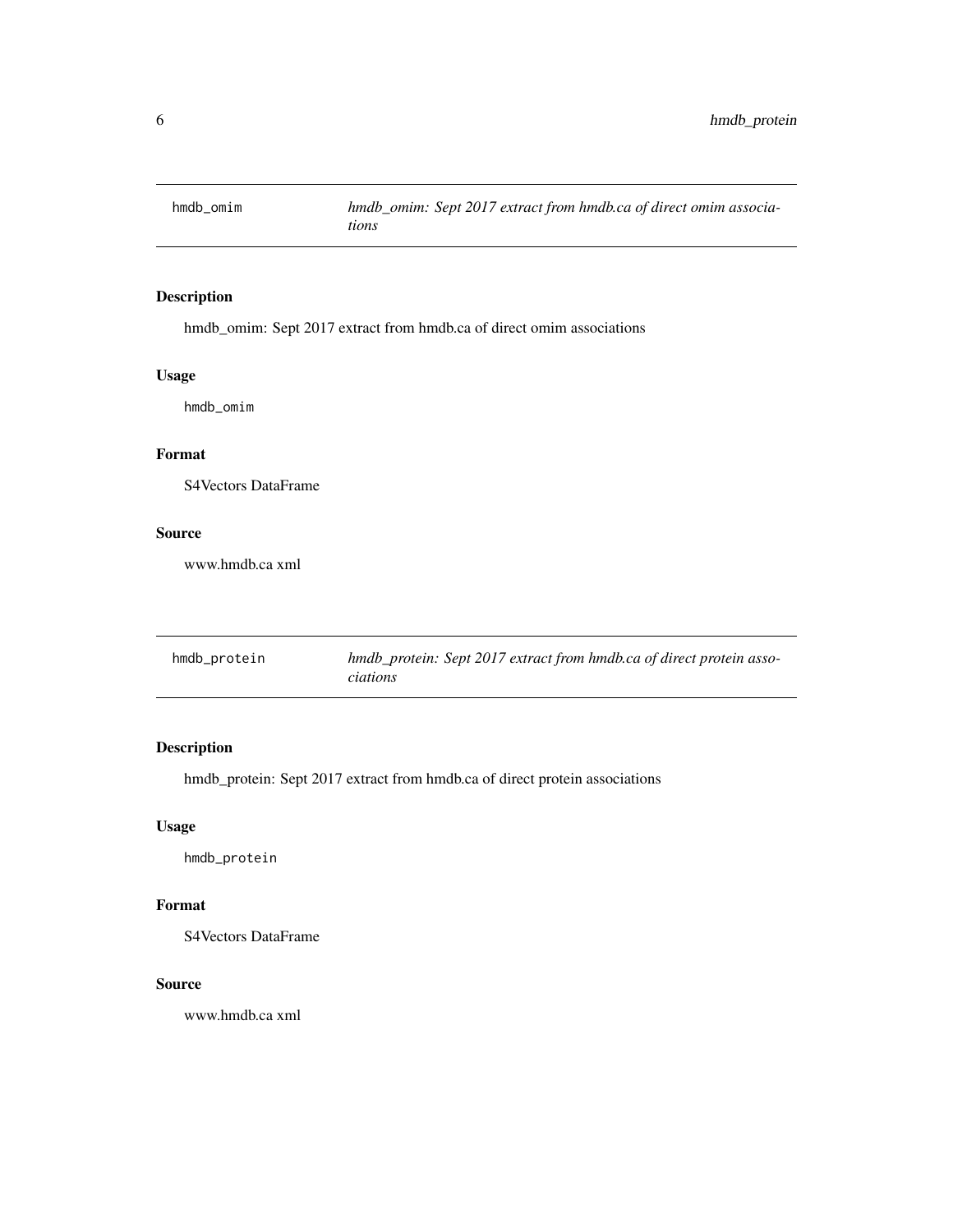## hmdb_omim

*hmdb_omim: Sept 2017 extract from hmdb.ca of direct omim associations*

### Description

hmdb_omim: Sept 2017 extract from hmdb.ca of direct omim associations

### Usage

```
hmdb_omim
```

### Format

S4Vectors DataFrame

### Source

www.hmdb.ca xml

## hmdb_protein

*hmdb_protein: Sept 2017 extract from hmdb.ca of direct protein associations*

### Description

hmdb_protein: Sept 2017 extract from hmdb.ca of direct protein associations

### Usage

```
hmdb_protein
```

### Format

S4Vectors DataFrame

### Source

www.hmdb.ca xml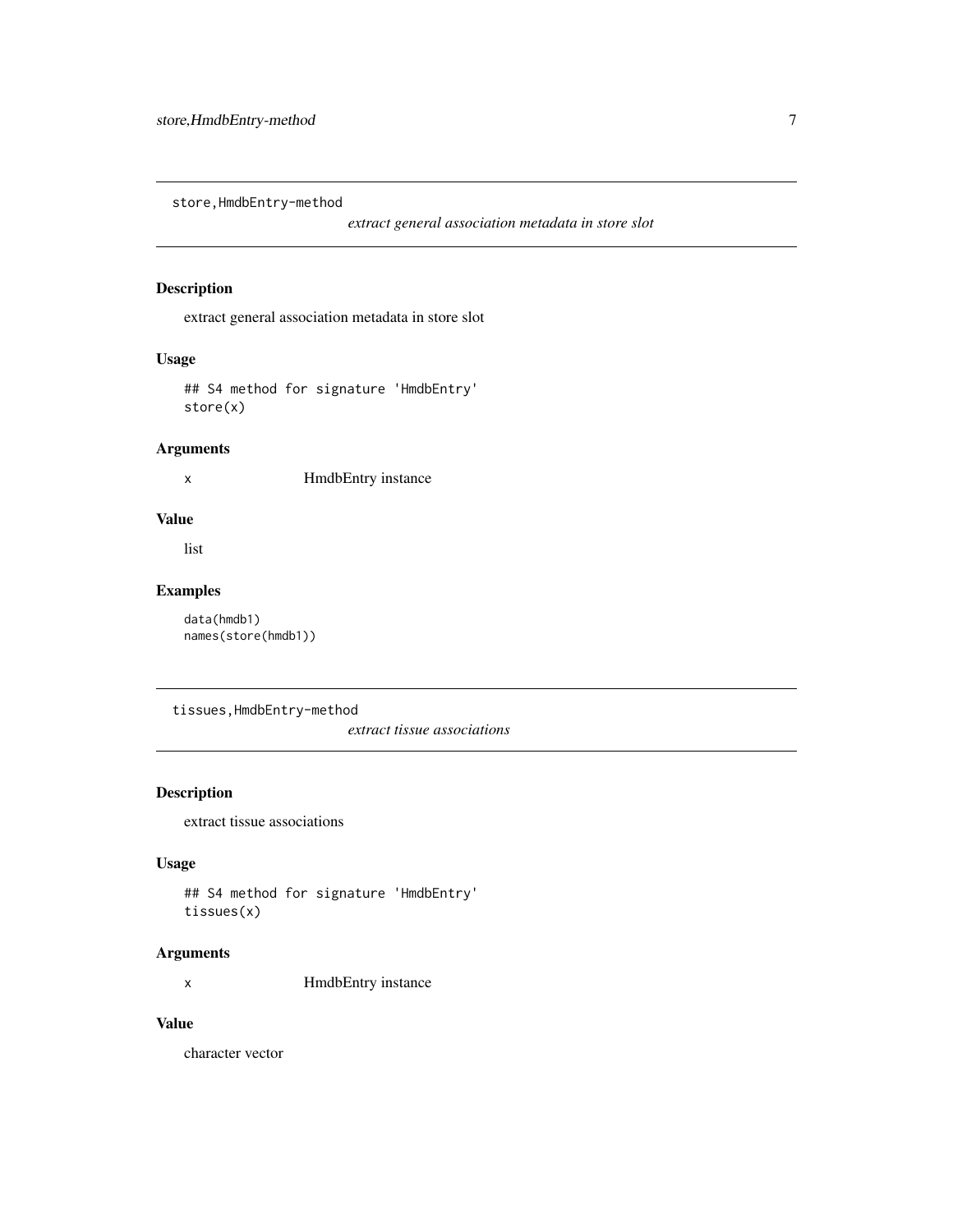## store,HmdbEntry-method

*extract general association metadata in store slot*

### Description

extract general association metadata in store slot

### Usage

```
## S4 method for signature 'HmdbEntry'
store(x)
```

### Arguments

| | |
|---|---|
| x | HmdbEntry instance |

### Value

list

### Examples

```
data(hmdb1)
names(store(hmdb1))
```

## tissues,HmdbEntry-method

*extract tissue associations*

### Description

extract tissue associations

### Usage

```
## S4 method for signature 'HmdbEntry'
tissues(x)
```

### Arguments

| | |
|---|---|
| x | HmdbEntry instance |

### Value

character vector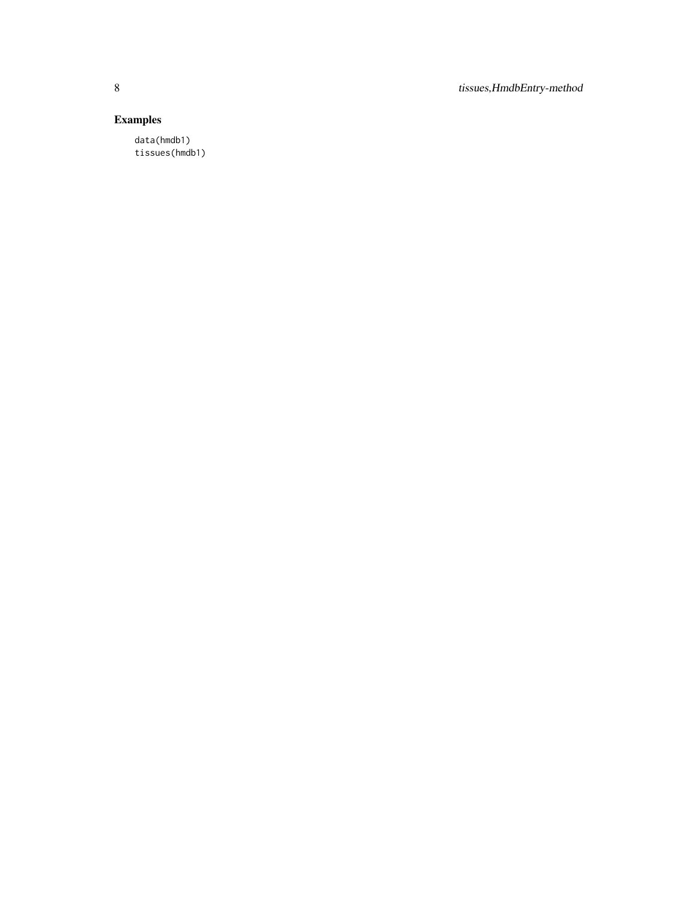## Examples

```
data(hmdb1)
tissues(hmdb1)
```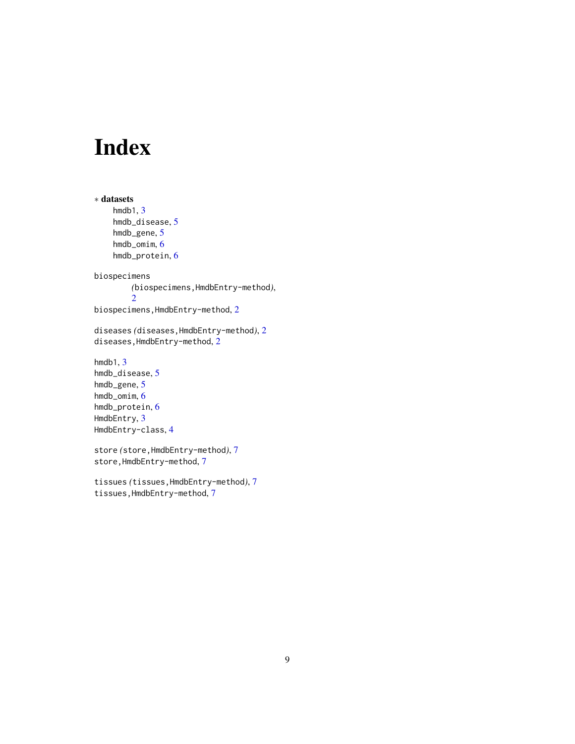# Index

∗ **datasets**
  hmdb1, 3
  hmdb_disease, 5
  hmdb_gene, 5
  hmdb_omim, 6
  hmdb_protein, 6

biospecimens
  (biospecimens,HmdbEntry-method),
  2
biospecimens,HmdbEntry-method, 2

diseases (diseases,HmdbEntry-method), 2
diseases,HmdbEntry-method, 2

hmdb1, 3
hmdb_disease, 5
hmdb_gene, 5
hmdb_omim, 6
hmdb_protein, 6
HmdbEntry, 3
HmdbEntry-class, 4

store (store,HmdbEntry-method), 7
store,HmdbEntry-method, 7

tissues (tissues,HmdbEntry-method), 7
tissues,HmdbEntry-method, 7